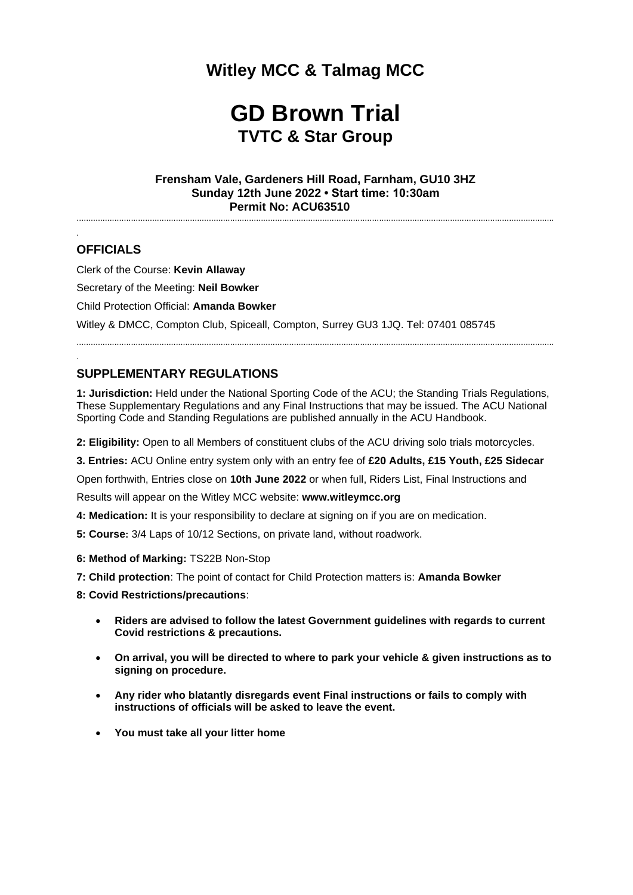## Witley MCC & Talmag MCC

# GD Brown Trial

## TVTC & Star Group

**Frensham Vale, Gardeners Hill Road, Farnham, GU10 3HZ**
**Sunday 12th June 2022 • Start time: 10:30am**
**Permit No: ACU63510**

---

.

### OFFICIALS

Clerk of the Course: **Kevin Allaway**

Secretary of the Meeting: **Neil Bowker**

Child Protection Official: **Amanda Bowker**

Witley & DMCC, Compton Club, Spiceall, Compton, Surrey GU3 1JQ. Tel: 07401 085745

---

.

### SUPPLEMENTARY REGULATIONS

**1: Jurisdiction:** Held under the National Sporting Code of the ACU; the Standing Trials Regulations, These Supplementary Regulations and any Final Instructions that may be issued. The ACU National Sporting Code and Standing Regulations are published annually in the ACU Handbook.

**2: Eligibility:** Open to all Members of constituent clubs of the ACU driving solo trials motorcycles.

**3. Entries:** ACU Online entry system only with an entry fee of **£20 Adults, £15 Youth, £25 Sidecar**

Open forthwith, Entries close on **10th June 2022** or when full, Riders List, Final Instructions and

Results will appear on the Witley MCC website: **www.witleymcc.org**

**4: Medication:** It is your responsibility to declare at signing on if you are on medication.

**5: Course:** 3/4 Laps of 10/12 Sections, on private land, without roadwork.

**6: Method of Marking:** TS22B Non-Stop

**7: Child protection**: The point of contact for Child Protection matters is: **Amanda Bowker**

**8: Covid Restrictions/precautions**:

- **Riders are advised to follow the latest Government guidelines with regards to current Covid restrictions & precautions.**
- **On arrival, you will be directed to where to park your vehicle & given instructions as to signing on procedure.**
- **Any rider who blatantly disregards event Final instructions or fails to comply with instructions of officials will be asked to leave the event.**
- **You must take all your litter home**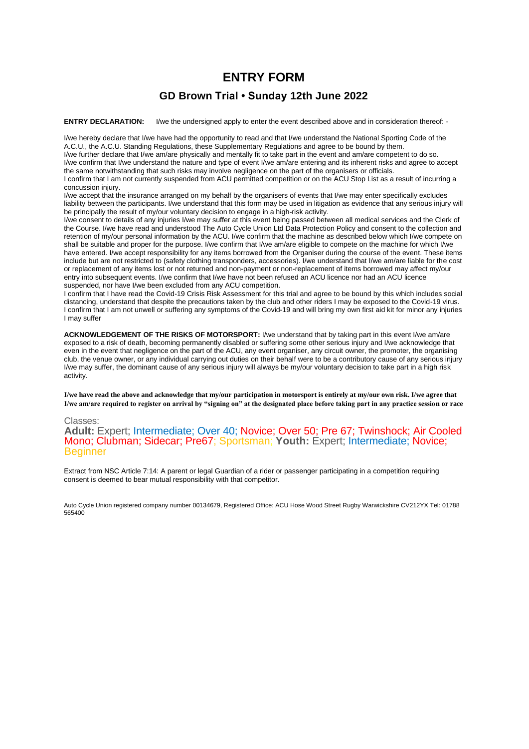# ENTRY FORM

## GD Brown Trial • Sunday 12th June 2022

**ENTRY DECLARATION:** I/we the undersigned apply to enter the event described above and in consideration thereof: -

I/we hereby declare that I/we have had the opportunity to read and that I/we understand the National Sporting Code of the A.C.U., the A.C.U. Standing Regulations, these Supplementary Regulations and agree to be bound by them.
I/we further declare that I/we am/are physically and mentally fit to take part in the event and am/are competent to do so.
I/we confirm that I/we understand the nature and type of event I/we am/are entering and its inherent risks and agree to accept the same notwithstanding that such risks may involve negligence on the part of the organisers or officials.
I confirm that I am not currently suspended from ACU permitted competition or on the ACU Stop List as a result of incurring a concussion injury.
I/we accept that the insurance arranged on my behalf by the organisers of events that I/we may enter specifically excludes liability between the participants. I/we understand that this form may be used in litigation as evidence that any serious injury will be principally the result of my/our voluntary decision to engage in a high-risk activity.
I/we consent to details of any injuries I/we may suffer at this event being passed between all medical services and the Clerk of the Course. I/we have read and understood The Auto Cycle Union Ltd Data Protection Policy and consent to the collection and retention of my/our personal information by the ACU. I/we confirm that the machine as described below which I/we compete on shall be suitable and proper for the purpose. I/we confirm that I/we am/are eligible to compete on the machine for which I/we have entered. I/we accept responsibility for any items borrowed from the Organiser during the course of the event. These items include but are not restricted to (safety clothing transponders, accessories). I/we understand that I/we am/are liable for the cost or replacement of any items lost or not returned and non-payment or non-replacement of items borrowed may affect my/our entry into subsequent events. I/we confirm that I/we have not been refused an ACU licence nor had an ACU licence suspended, nor have I/we been excluded from any ACU competition.
I confirm that I have read the Covid-19 Crisis Risk Assessment for this trial and agree to be bound by this which includes social distancing, understand that despite the precautions taken by the club and other riders I may be exposed to the Covid-19 virus. I confirm that I am not unwell or suffering any symptoms of the Covid-19 and will bring my own first aid kit for minor any injuries I may suffer

**ACKNOWLEDGEMENT OF THE RISKS OF MOTORSPORT:** I/we understand that by taking part in this event I/we am/are exposed to a risk of death, becoming permanently disabled or suffering some other serious injury and I/we acknowledge that even in the event that negligence on the part of the ACU, any event organiser, any circuit owner, the promoter, the organising club, the venue owner, or any individual carrying out duties on their behalf were to be a contributory cause of any serious injury I/we may suffer, the dominant cause of any serious injury will always be my/our voluntary decision to take part in a high risk activity.

**I/we have read the above and acknowledge that my/our participation in motorsport is entirely at my/our own risk. I/we agree that I/we am/are required to register on arrival by "signing on" at the designated place before taking part in any practice session or race**

Classes:
**Adult:** Expert; Intermediate; Over 40; Novice; Over 50; Pre 67; Twinshock; Air Cooled Mono; Clubman; Sidecar; Pre67; Sportsman; **Youth:** Expert; Intermediate; Novice; Beginner

Extract from NSC Article 7:14: A parent or legal Guardian of a rider or passenger participating in a competition requiring consent is deemed to bear mutual responsibility with that competitor.

Auto Cycle Union registered company number 00134679, Registered Office: ACU Hose Wood Street Rugby Warwickshire CV212YX Tel: 01788 565400